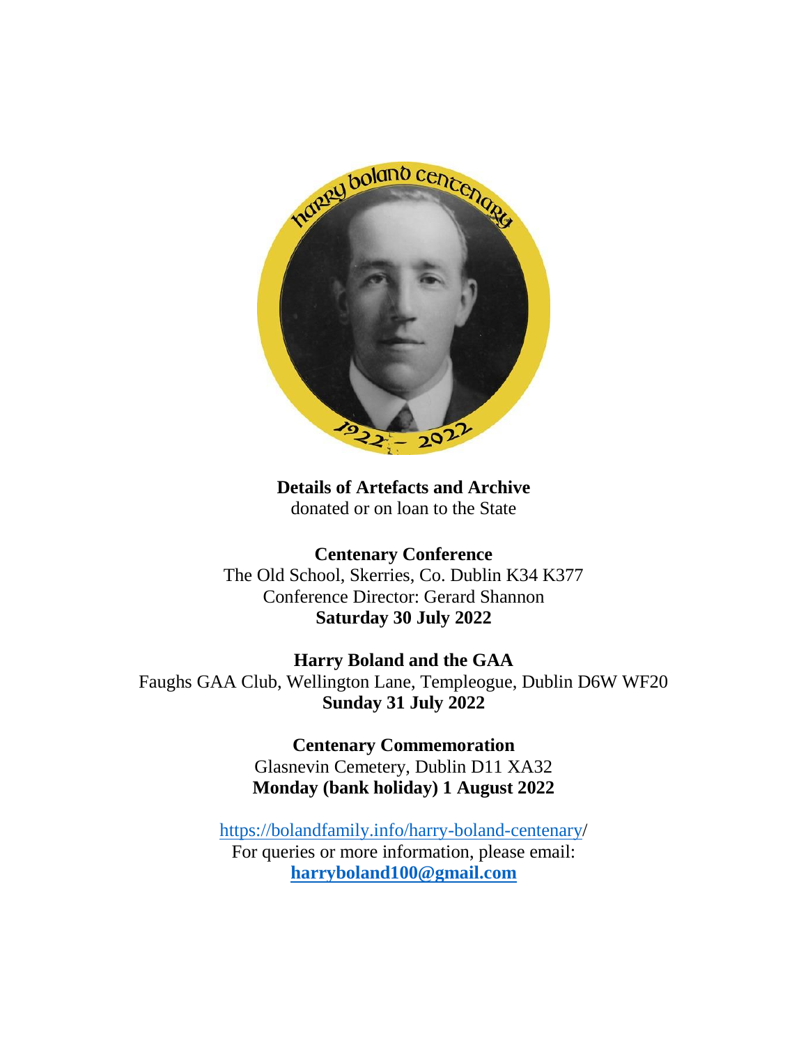**Details of Artefacts and Archive**
donated or on loan to the State

**Centenary Conference**
The Old School, Skerries, Co. Dublin K34 K377
Conference Director: Gerard Shannon
**Saturday 30 July 2022**

**Harry Boland and the GAA**
Faughs GAA Club, Wellington Lane, Templeogue, Dublin D6W WF20
**Sunday 31 July 2022**

**Centenary Commemoration**
Glasnevin Cemetery, Dublin D11 XA32
**Monday (bank holiday) 1 August 2022**

https://bolandfamily.info/harry-boland-centenary/
For queries or more information, please email:
**harryboland100@gmail.com**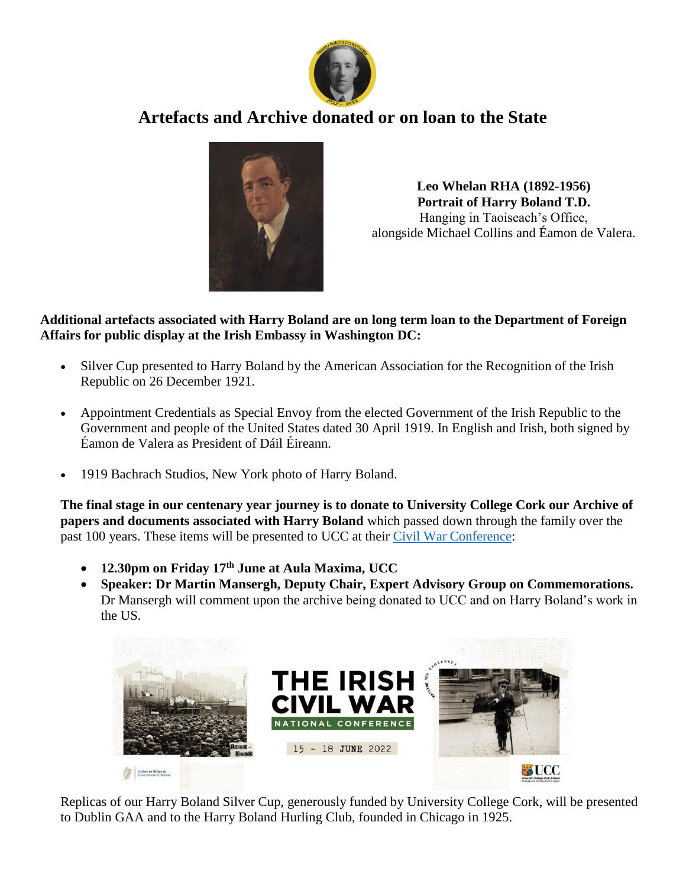# Artefacts and Archive donated or on loan to the State

**Leo Whelan RHA (1892-1956)**
**Portrait of Harry Boland T.D.**
Hanging in Taoiseach's Office,
alongside Michael Collins and Éamon de Valera.

**Additional artefacts associated with Harry Boland are on long term loan to the Department of Foreign Affairs for public display at the Irish Embassy in Washington DC:**

- Silver Cup presented to Harry Boland by the American Association for the Recognition of the Irish Republic on 26 December 1921.
- Appointment Credentials as Special Envoy from the elected Government of the Irish Republic to the Government and people of the United States dated 30 April 1919. In English and Irish, both signed by Éamon de Valera as President of Dáil Éireann.
- 1919 Bachrach Studios, New York photo of Harry Boland.

**The final stage in our centenary year journey is to donate to University College Cork our Archive of papers and documents associated with Harry Boland** which passed down through the family over the past 100 years. These items will be presented to UCC at their Civil War Conference:

- **12.30pm on Friday 17th June at Aula Maxima, UCC**
- **Speaker: Dr Martin Mansergh, Deputy Chair, Expert Advisory Group on Commemorations.** Dr Mansergh will comment upon the archive being donated to UCC and on Harry Boland's work in the US.

THE IRISH CIVIL WAR NATIONAL CONFERENCE 15 - 18 JUNE 2022

Replicas of our Harry Boland Silver Cup, generously funded by University College Cork, will be presented to Dublin GAA and to the Harry Boland Hurling Club, founded in Chicago in 1925.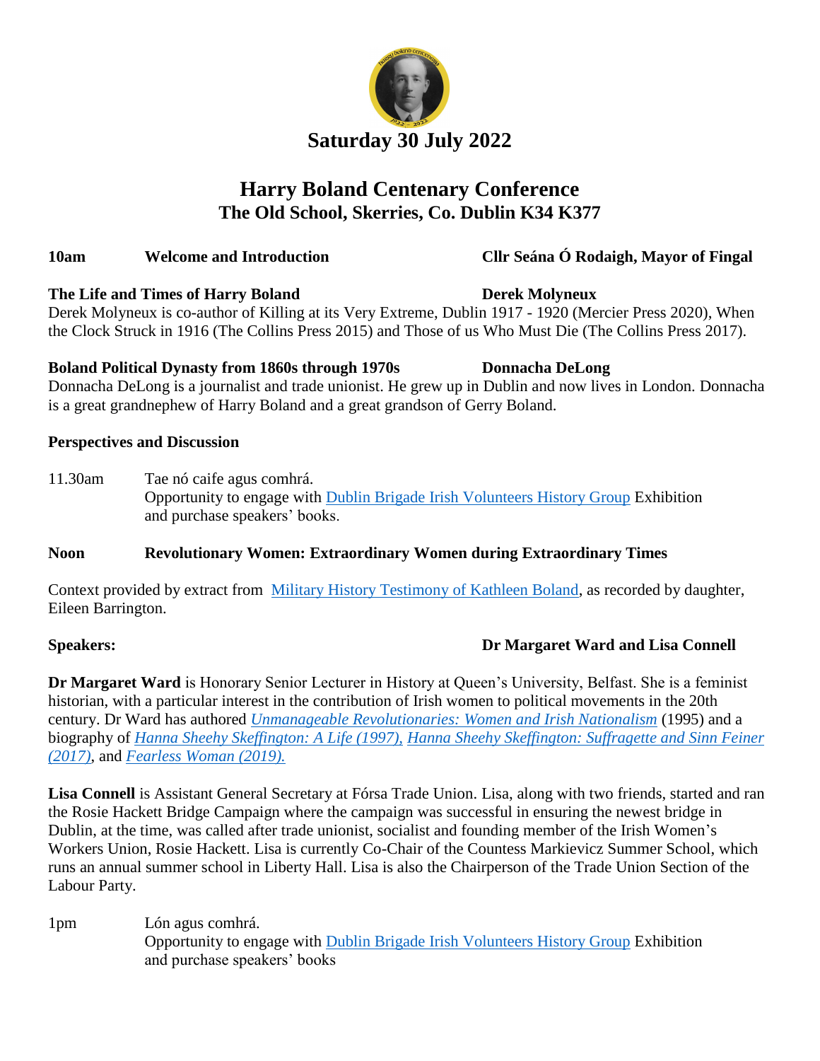## Saturday 30 July 2022

# Harry Boland Centenary Conference

## The Old School, Skerries, Co. Dublin K34 K377

**10am** **Welcome and Introduction** **Cllr Seána Ó Rodaigh, Mayor of Fingal**

**The Life and Times of Harry Boland** **Derek Molyneux**

Derek Molyneux is co-author of Killing at its Very Extreme, Dublin 1917 - 1920 (Mercier Press 2020), When the Clock Struck in 1916 (The Collins Press 2015) and Those of us Who Must Die (The Collins Press 2017).

**Boland Political Dynasty from 1860s through 1970s** **Donnacha DeLong**

Donnacha DeLong is a journalist and trade unionist. He grew up in Dublin and now lives in London. Donnacha is a great grandnephew of Harry Boland and a great grandson of Gerry Boland.

**Perspectives and Discussion**

11.30am Tae nó caife agus comhrá.
Opportunity to engage with Dublin Brigade Irish Volunteers History Group Exhibition and purchase speakers' books.

**Noon** **Revolutionary Women: Extraordinary Women during Extraordinary Times**

Context provided by extract from Military History Testimony of Kathleen Boland, as recorded by daughter, Eileen Barrington.

**Speakers:** **Dr Margaret Ward and Lisa Connell**

**Dr Margaret Ward** is Honorary Senior Lecturer in History at Queen's University, Belfast. She is a feminist historian, with a particular interest in the contribution of Irish women to political movements in the 20th century. Dr Ward has authored *Unmanageable Revolutionaries: Women and Irish Nationalism* (1995) and a biography of *Hanna Sheehy Skeffington: A Life (1997), Hanna Sheehy Skeffington: Suffragette and Sinn Feiner (2017)*, and *Fearless Woman (2019).*

**Lisa Connell** is Assistant General Secretary at Fórsa Trade Union. Lisa, along with two friends, started and ran the Rosie Hackett Bridge Campaign where the campaign was successful in ensuring the newest bridge in Dublin, at the time, was called after trade unionist, socialist and founding member of the Irish Women's Workers Union, Rosie Hackett. Lisa is currently Co-Chair of the Countess Markievicz Summer School, which runs an annual summer school in Liberty Hall. Lisa is also the Chairperson of the Trade Union Section of the Labour Party.

1pm Lón agus comhrá.
Opportunity to engage with Dublin Brigade Irish Volunteers History Group Exhibition and purchase speakers' books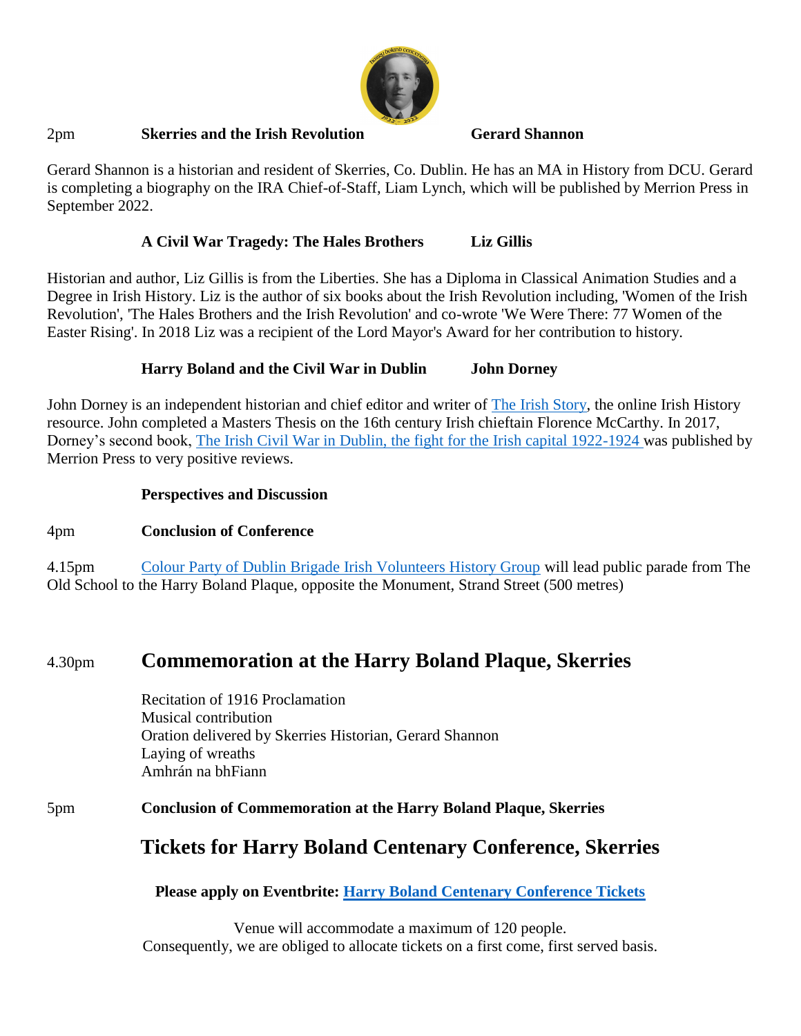**2pm — Skerries and the Irish Revolution — Gerard Shannon**

Gerard Shannon is a historian and resident of Skerries, Co. Dublin. He has an MA in History from DCU. Gerard is completing a biography on the IRA Chief-of-Staff, Liam Lynch, which will be published by Merrion Press in September 2022.

**A Civil War Tragedy: The Hales Brothers — Liz Gillis**

Historian and author, Liz Gillis is from the Liberties. She has a Diploma in Classical Animation Studies and a Degree in Irish History. Liz is the author of six books about the Irish Revolution including, 'Women of the Irish Revolution', 'The Hales Brothers and the Irish Revolution' and co-wrote 'We Were There: 77 Women of the Easter Rising'. In 2018 Liz was a recipient of the Lord Mayor's Award for her contribution to history.

**Harry Boland and the Civil War in Dublin — John Dorney**

John Dorney is an independent historian and chief editor and writer of The Irish Story, the online Irish History resource. John completed a Masters Thesis on the 16th century Irish chieftain Florence McCarthy. In 2017, Dorney's second book, The Irish Civil War in Dublin, the fight for the Irish capital 1922-1924 was published by Merrion Press to very positive reviews.

**Perspectives and Discussion**

4pm **Conclusion of Conference**

4.15pm Colour Party of Dublin Brigade Irish Volunteers History Group will lead public parade from The Old School to the Harry Boland Plaque, opposite the Monument, Strand Street (500 metres)

## 4.30pm Commemoration at the Harry Boland Plaque, Skerries

Recitation of 1916 Proclamation
Musical contribution
Oration delivered by Skerries Historian, Gerard Shannon
Laying of wreaths
Amhrán na bhFiann

5pm **Conclusion of Commemoration at the Harry Boland Plaque, Skerries**

## Tickets for Harry Boland Centenary Conference, Skerries

**Please apply on Eventbrite: Harry Boland Centenary Conference Tickets**

Venue will accommodate a maximum of 120 people.
Consequently, we are obliged to allocate tickets on a first come, first served basis.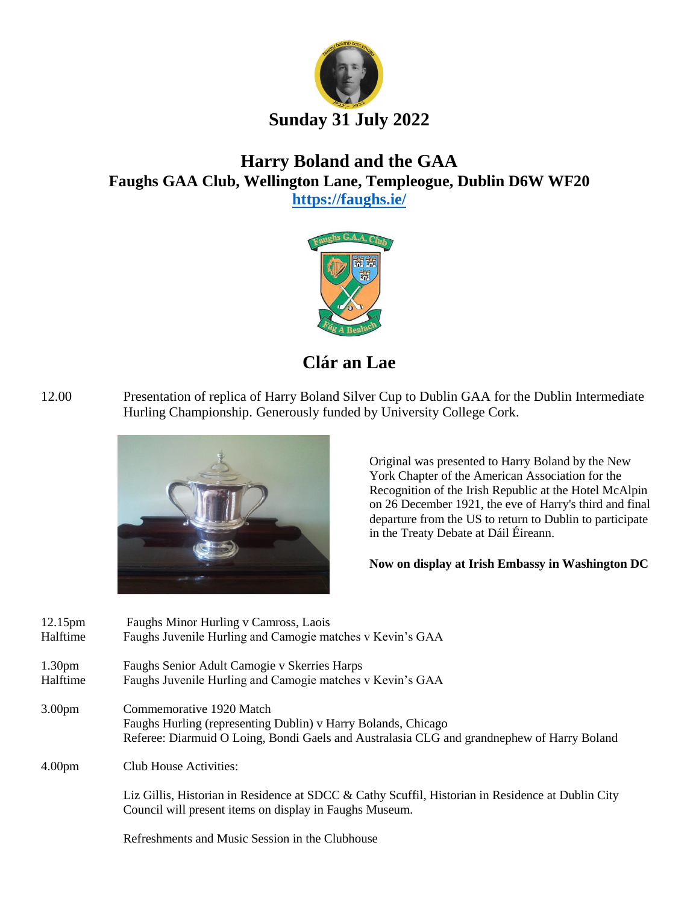**Sunday 31 July 2022**

# Harry Boland and the GAA

## Faughs GAA Club, Wellington Lane, Templeogue, Dublin D6W WF20

**https://faughs.ie/**

## Clár an Lae

| | |
|---|---|
| 12.00 | Presentation of replica of Harry Boland Silver Cup to Dublin GAA for the Dublin Intermediate Hurling Championship. Generously funded by University College Cork. |

Original was presented to Harry Boland by the New York Chapter of the American Association for the Recognition of the Irish Republic at the Hotel McAlpin on 26 December 1921, the eve of Harry's third and final departure from the US to return to Dublin to participate in the Treaty Debate at Dáil Éireann.

**Now on display at Irish Embassy in Washington DC**

| | |
|---|---|
| 12.15pm | Faughs Minor Hurling v Camross, Laois |
| Halftime | Faughs Juvenile Hurling and Camogie matches v Kevin's GAA |
| 1.30pm | Faughs Senior Adult Camogie v Skerries Harps |
| Halftime | Faughs Juvenile Hurling and Camogie matches v Kevin's GAA |
| 3.00pm | Commemorative 1920 Match<br>Faughs Hurling (representing Dublin) v Harry Bolands, Chicago<br>Referee: Diarmuid O Loing, Bondi Gaels and Australasia CLG and grandnephew of Harry Boland |
| 4.00pm | Club House Activities:<br><br>Liz Gillis, Historian in Residence at SDCC & Cathy Scuffil, Historian in Residence at Dublin City Council will present items on display in Faughs Museum.<br><br>Refreshments and Music Session in the Clubhouse |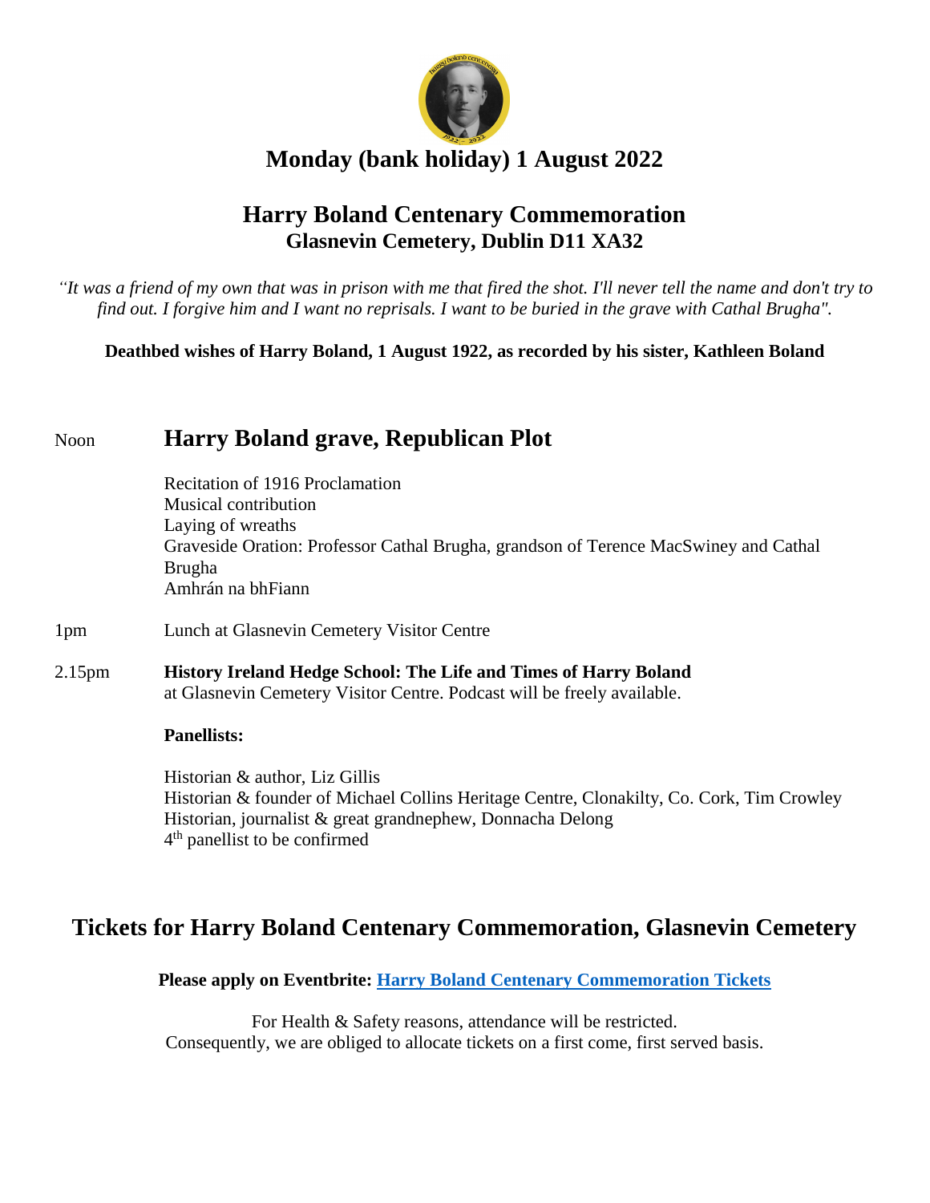## Monday (bank holiday) 1 August 2022

## Harry Boland Centenary Commemoration

**Glasnevin Cemetery, Dublin D11 XA32**

*"It was a friend of my own that was in prison with me that fired the shot. I'll never tell the name and don't try to find out. I forgive him and I want no reprisals. I want to be buried in the grave with Cathal Brugha".*

**Deathbed wishes of Harry Boland, 1 August 1922, as recorded by his sister, Kathleen Boland**

Noon **Harry Boland grave, Republican Plot**

Recitation of 1916 Proclamation
Musical contribution
Laying of wreaths
Graveside Oration: Professor Cathal Brugha, grandson of Terence MacSwiney and Cathal Brugha
Amhrán na bhFiann

1pm Lunch at Glasnevin Cemetery Visitor Centre

2.15pm **History Ireland Hedge School: The Life and Times of Harry Boland**
at Glasnevin Cemetery Visitor Centre. Podcast will be freely available.

**Panellists:**

Historian & author, Liz Gillis
Historian & founder of Michael Collins Heritage Centre, Clonakilty, Co. Cork, Tim Crowley
Historian, journalist & great grandnephew, Donnacha Delong
4th panellist to be confirmed

## Tickets for Harry Boland Centenary Commemoration, Glasnevin Cemetery

**Please apply on Eventbrite: Harry Boland Centenary Commemoration Tickets**

For Health & Safety reasons, attendance will be restricted.
Consequently, we are obliged to allocate tickets on a first come, first served basis.